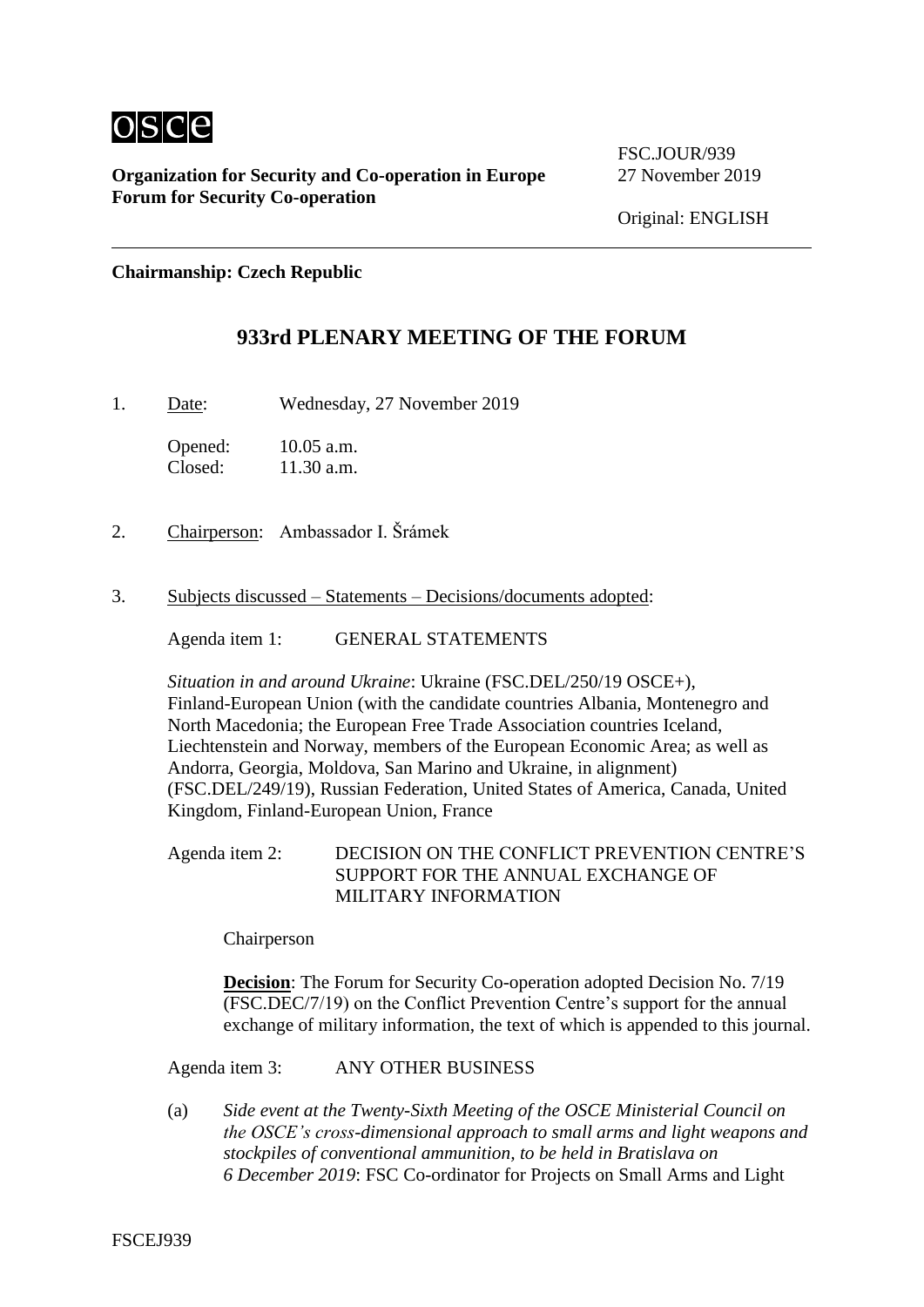**Organization for Security and Co-operation in Europe**
**Forum for Security Co-operation**

FSC.JOUR/939
27 November 2019

Original: ENGLISH

**Chairmanship: Czech Republic**

## 933rd PLENARY MEETING OF THE FORUM

1. Date: Wednesday, 27 November 2019

   Opened: 10.05 a.m.
   Closed: 11.30 a.m.

2. Chairperson: Ambassador I. Šrámek

3. Subjects discussed – Statements – Decisions/documents adopted:

   Agenda item 1: GENERAL STATEMENTS

   *Situation in and around Ukraine*: Ukraine (FSC.DEL/250/19 OSCE+), Finland-European Union (with the candidate countries Albania, Montenegro and North Macedonia; the European Free Trade Association countries Iceland, Liechtenstein and Norway, members of the European Economic Area; as well as Andorra, Georgia, Moldova, San Marino and Ukraine, in alignment) (FSC.DEL/249/19), Russian Federation, United States of America, Canada, United Kingdom, Finland-European Union, France

   Agenda item 2: DECISION ON THE CONFLICT PREVENTION CENTRE'S SUPPORT FOR THE ANNUAL EXCHANGE OF MILITARY INFORMATION

   Chairperson

   **Decision**: The Forum for Security Co-operation adopted Decision No. 7/19 (FSC.DEC/7/19) on the Conflict Prevention Centre's support for the annual exchange of military information, the text of which is appended to this journal.

   Agenda item 3: ANY OTHER BUSINESS

   (a) *Side event at the Twenty-Sixth Meeting of the OSCE Ministerial Council on the OSCE's cross-dimensional approach to small arms and light weapons and stockpiles of conventional ammunition, to be held in Bratislava on 6 December 2019*: FSC Co-ordinator for Projects on Small Arms and Light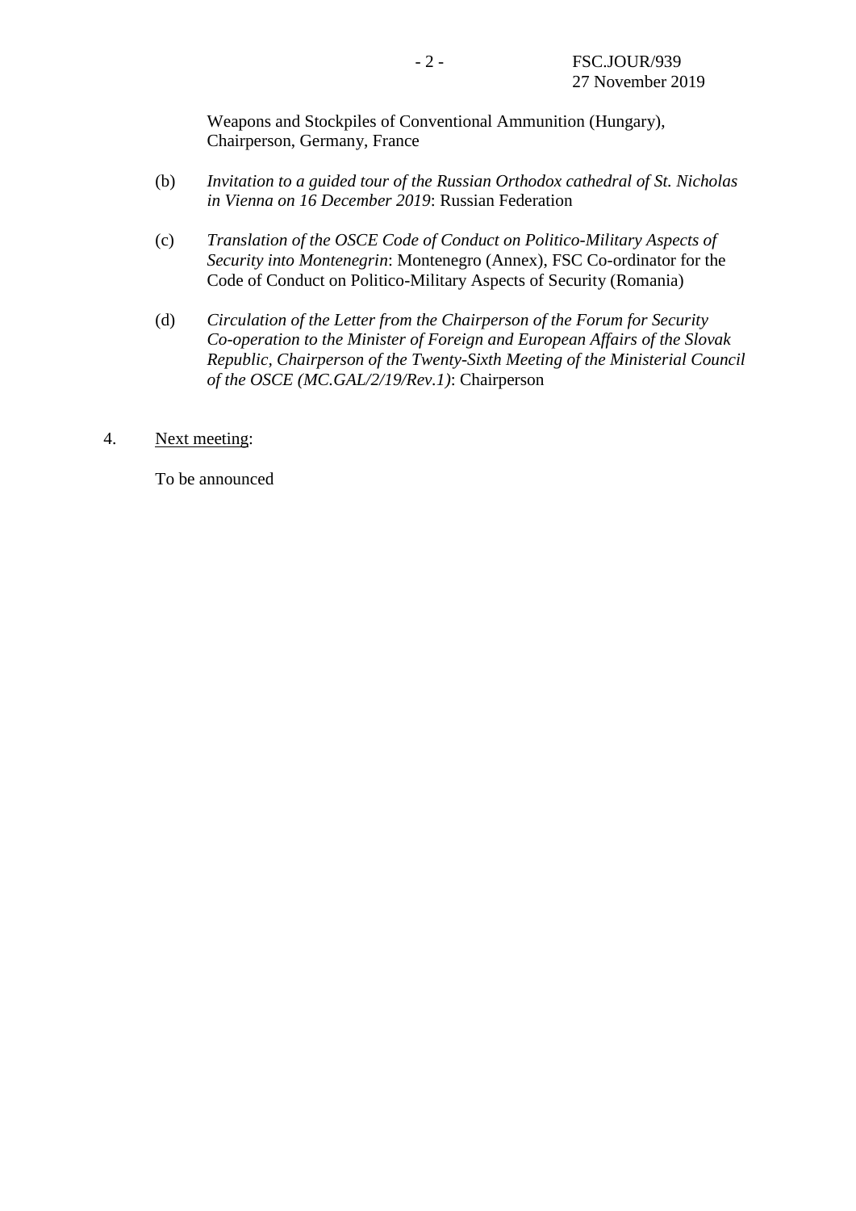Weapons and Stockpiles of Conventional Ammunition (Hungary), Chairperson, Germany, France

(b) *Invitation to a guided tour of the Russian Orthodox cathedral of St. Nicholas in Vienna on 16 December 2019*: Russian Federation

(c) *Translation of the OSCE Code of Conduct on Politico-Military Aspects of Security into Montenegrin*: Montenegro (Annex), FSC Co-ordinator for the Code of Conduct on Politico-Military Aspects of Security (Romania)

(d) *Circulation of the Letter from the Chairperson of the Forum for Security Co-operation to the Minister of Foreign and European Affairs of the Slovak Republic, Chairperson of the Twenty-Sixth Meeting of the Ministerial Council of the OSCE (MC.GAL/2/19/Rev.1)*: Chairperson

4. Next meeting:

To be announced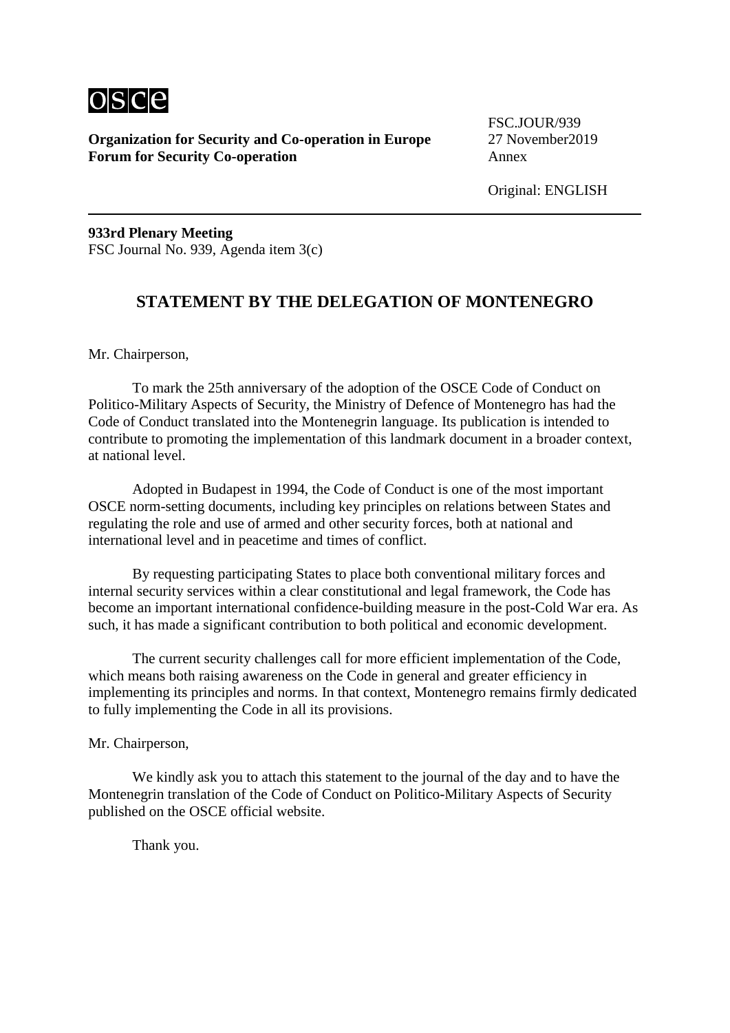osce

**Organization for Security and Co-operation in Europe**
**Forum for Security Co-operation**

FSC.JOUR/939
27 November2019
Annex

Original: ENGLISH

---

**933rd Plenary Meeting**
FSC Journal No. 939, Agenda item 3(c)

## STATEMENT BY THE DELEGATION OF MONTENEGRO

Mr. Chairperson,

To mark the 25th anniversary of the adoption of the OSCE Code of Conduct on Politico-Military Aspects of Security, the Ministry of Defence of Montenegro has had the Code of Conduct translated into the Montenegrin language. Its publication is intended to contribute to promoting the implementation of this landmark document in a broader context, at national level.

Adopted in Budapest in 1994, the Code of Conduct is one of the most important OSCE norm-setting documents, including key principles on relations between States and regulating the role and use of armed and other security forces, both at national and international level and in peacetime and times of conflict.

By requesting participating States to place both conventional military forces and internal security services within a clear constitutional and legal framework, the Code has become an important international confidence-building measure in the post-Cold War era. As such, it has made a significant contribution to both political and economic development.

The current security challenges call for more efficient implementation of the Code, which means both raising awareness on the Code in general and greater efficiency in implementing its principles and norms. In that context, Montenegro remains firmly dedicated to fully implementing the Code in all its provisions.

Mr. Chairperson,

We kindly ask you to attach this statement to the journal of the day and to have the Montenegrin translation of the Code of Conduct on Politico-Military Aspects of Security published on the OSCE official website.

Thank you.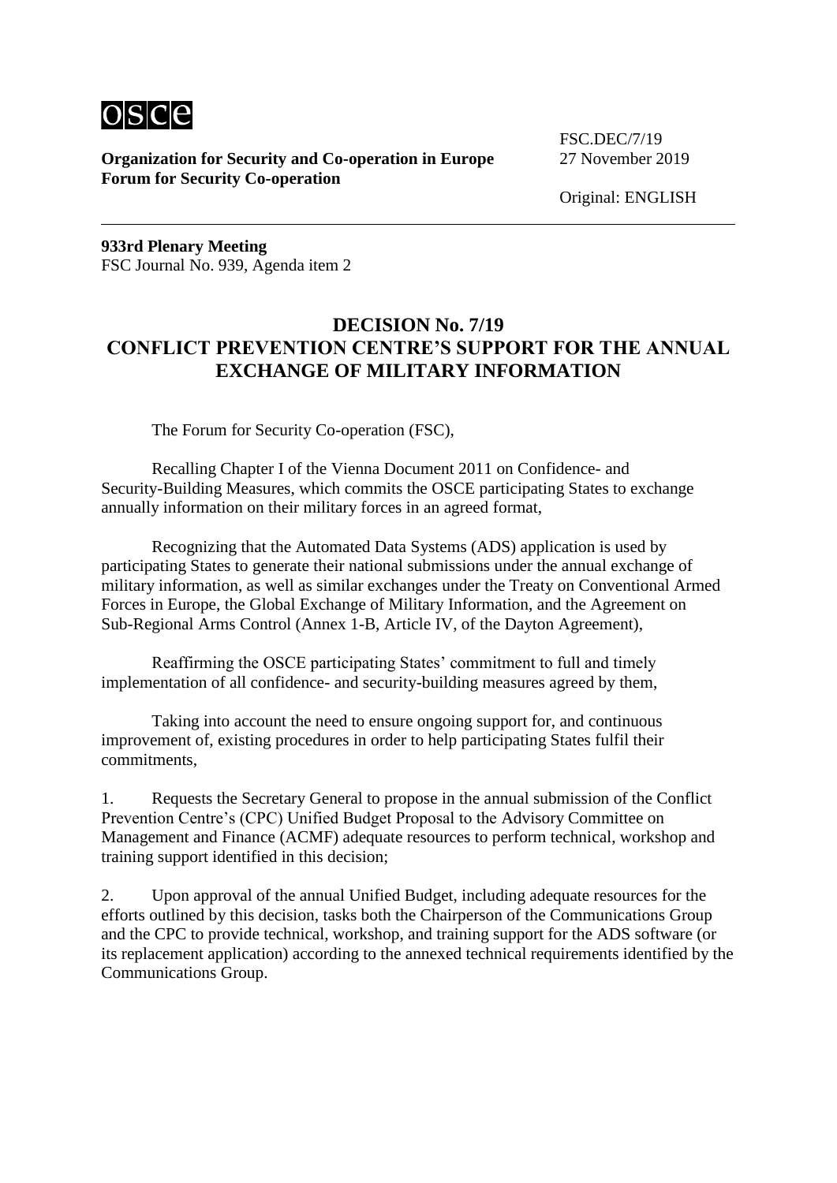osce

**Organization for Security and Co-operation in Europe**
**Forum for Security Co-operation**

FSC.DEC/7/19
27 November 2019

Original: ENGLISH

**933rd Plenary Meeting**
FSC Journal No. 939, Agenda item 2

## DECISION No. 7/19
## CONFLICT PREVENTION CENTRE'S SUPPORT FOR THE ANNUAL EXCHANGE OF MILITARY INFORMATION

The Forum for Security Co-operation (FSC),

Recalling Chapter I of the Vienna Document 2011 on Confidence- and Security-Building Measures, which commits the OSCE participating States to exchange annually information on their military forces in an agreed format,

Recognizing that the Automated Data Systems (ADS) application is used by participating States to generate their national submissions under the annual exchange of military information, as well as similar exchanges under the Treaty on Conventional Armed Forces in Europe, the Global Exchange of Military Information, and the Agreement on Sub-Regional Arms Control (Annex 1-B, Article IV, of the Dayton Agreement),

Reaffirming the OSCE participating States' commitment to full and timely implementation of all confidence- and security-building measures agreed by them,

Taking into account the need to ensure ongoing support for, and continuous improvement of, existing procedures in order to help participating States fulfil their commitments,

1. Requests the Secretary General to propose in the annual submission of the Conflict Prevention Centre's (CPC) Unified Budget Proposal to the Advisory Committee on Management and Finance (ACMF) adequate resources to perform technical, workshop and training support identified in this decision;

2. Upon approval of the annual Unified Budget, including adequate resources for the efforts outlined by this decision, tasks both the Chairperson of the Communications Group and the CPC to provide technical, workshop, and training support for the ADS software (or its replacement application) according to the annexed technical requirements identified by the Communications Group.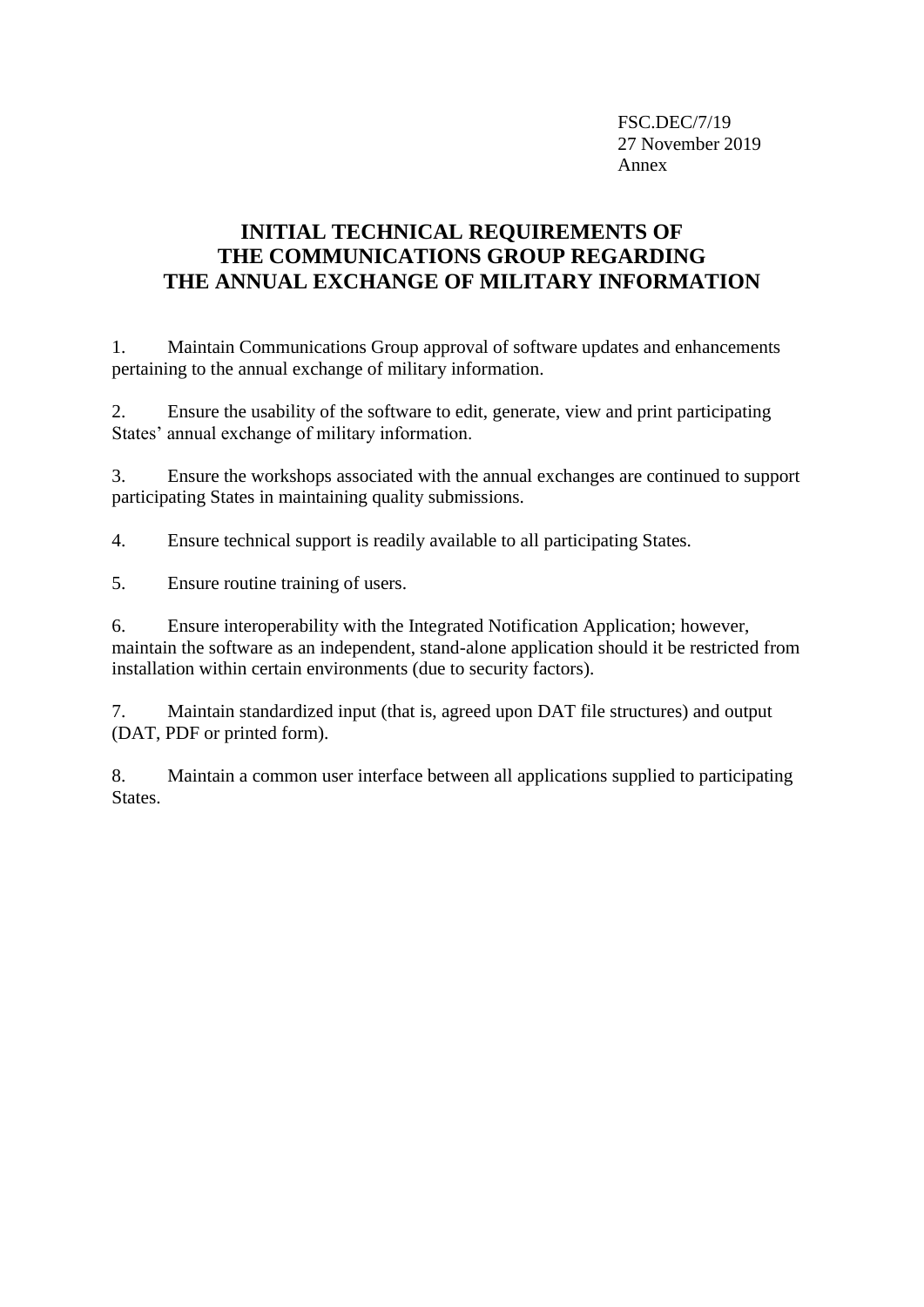FSC.DEC/7/19
27 November 2019
Annex

# INITIAL TECHNICAL REQUIREMENTS OF THE COMMUNICATIONS GROUP REGARDING THE ANNUAL EXCHANGE OF MILITARY INFORMATION

1. Maintain Communications Group approval of software updates and enhancements pertaining to the annual exchange of military information.

2. Ensure the usability of the software to edit, generate, view and print participating States' annual exchange of military information.

3. Ensure the workshops associated with the annual exchanges are continued to support participating States in maintaining quality submissions.

4. Ensure technical support is readily available to all participating States.

5. Ensure routine training of users.

6. Ensure interoperability with the Integrated Notification Application; however, maintain the software as an independent, stand-alone application should it be restricted from installation within certain environments (due to security factors).

7. Maintain standardized input (that is, agreed upon DAT file structures) and output (DAT, PDF or printed form).

8. Maintain a common user interface between all applications supplied to participating States.